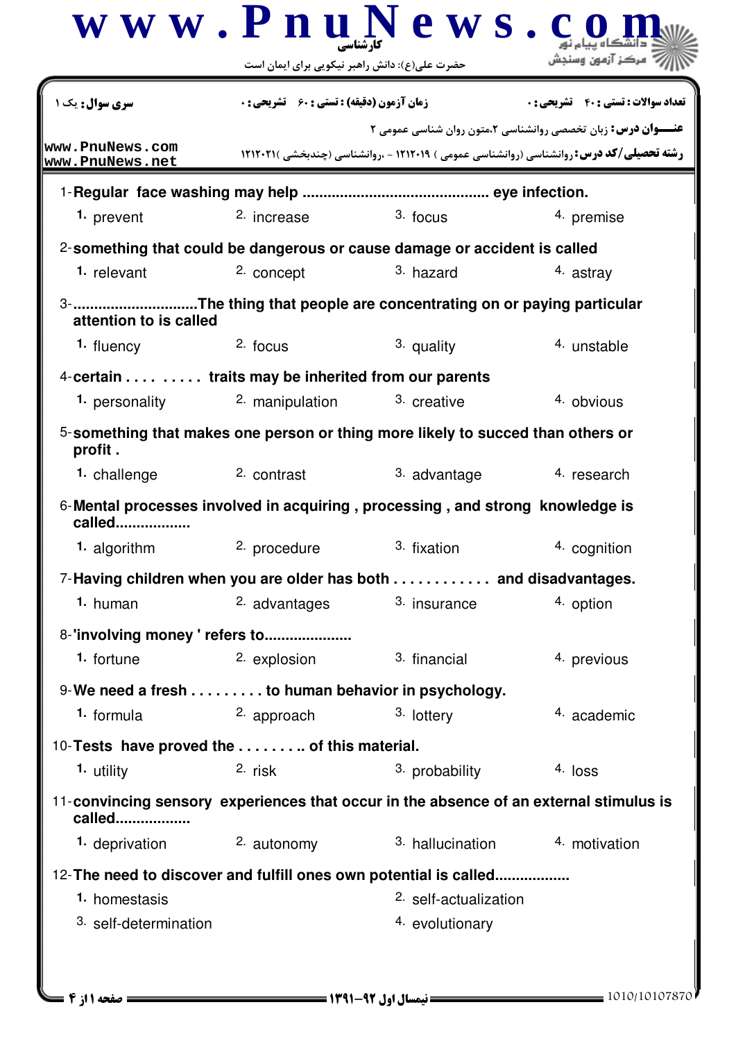کارشناسی

حضرت علی(ع): دانش راهبر نیکویی برای ایمان است

| سری سوال: یک ۱ | زمان آزمون (دقیقه) : تستی : ۶۰ تشریحی : ۰ | تعداد سوالات : تستی : ۴۰ تشریحی : ۰ |
|---|---|---|

**عنـــوان درس:** زبان تخصصی روانشناسی ۲،متون روان شناسی عمومی ۲

**رشته تحصیلی/کد درس:** روانشناسی (روانشناسی عمومی ) ۱۲۱۲۰۱۹ - ،روانشناسی (چندبخشی )۱۲۱۲۰۲۱

1-Regular face washing may help ............................................. eye infection.

1. prevent
2. increase
3. focus
4. premise

2-something that could be dangerous or cause damage or accident is called

1. relevant
2. concept
3. hazard
4. astray

3-..............................The thing that people are concentrating on or paying particular attention to is called

1. fluency
2. focus
3. quality
4. unstable

4-certain . . . . . . . . . traits may be inherited from our parents

1. personality
2. manipulation
3. creative
4. obvious

5-something that makes one person or thing more likely to succed than others or profit .

1. challenge
2. contrast
3. advantage
4. research

6-Mental processes involved in acquiring , processing , and strong knowledge is called..................

1. algorithm
2. procedure
3. fixation
4. cognition

7-Having children when you are older has both . . . . . . . . . . . . and disadvantages.

1. human
2. advantages
3. insurance
4. option

8-'involving money ' refers to.....................

1. fortune
2. explosion
3. financial
4. previous

9-We need a fresh . . . . . . . . . to human behavior in psychology.

1. formula
2. approach
3. lottery
4. academic

10-Tests have proved the . . . . . . . .. of this material.

1. utility
2. risk
3. probability
4. loss

11-convincing sensory experiences that occur in the absence of an external stimulus is called..................

1. deprivation
2. autonomy
3. hallucination
4. motivation

12-The need to discover and fulfill ones own potential is called..................

1. homestasis
2. self-actualization
3. self-determination
4. evolutionary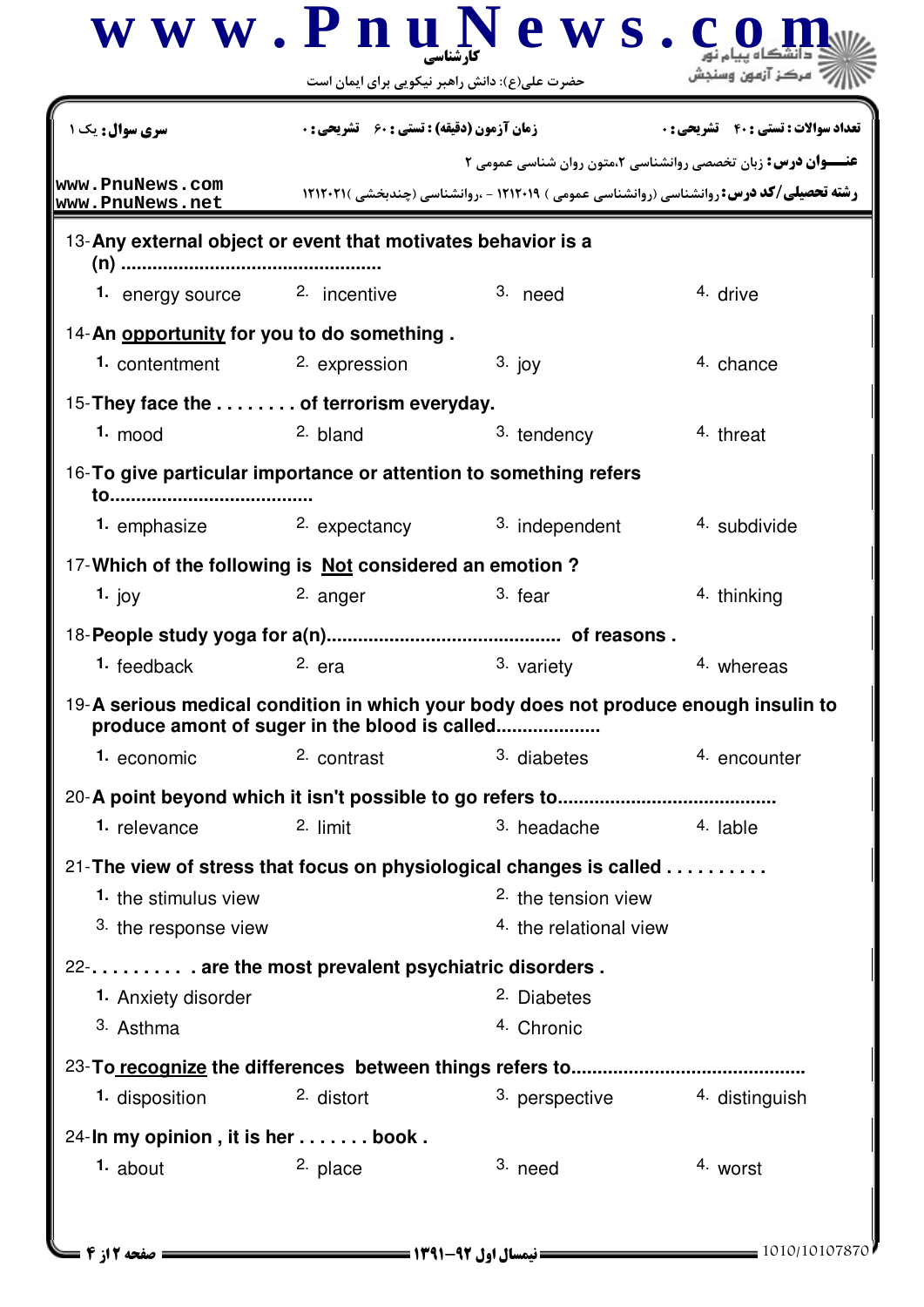13-**Any external object or event that motivates behavior is a (n) .................................................**

1. energy source
2. incentive
3. need
4. drive

14-**An opportunity for you to do something .**

1. contentment
2. expression
3. joy
4. chance

15-**They face the . . . . . . . . of terrorism everyday.**

1. mood
2. bland
3. tendency
4. threat

16-**To give particular importance or attention to something refers to.......................................**

1. emphasize
2. expectancy
3. independent
4. subdivide

17-**Which of the following is Not considered an emotion ?**

1. joy
2. anger
3. fear
4. thinking

18-**People study yoga for a(n)............................................ of reasons .**

1. feedback
2. era
3. variety
4. whereas

19-**A serious medical condition in which your body does not produce enough insulin to produce amont of suger in the blood is called....................**

1. economic
2. contrast
3. diabetes
4. encounter

20-**A point beyond which it isn't possible to go refers to.........................................**

1. relevance
2. limit
3. headache
4. lable

21-**The view of stress that focus on physiological changes is called . . . . . . . . . .**

1. the stimulus view
2. the tension view
3. the response view
4. the relational view

22-**. . . . . . . . . are the most prevalent psychiatric disorders .**

1. Anxiety disorder
2. Diabetes
3. Asthma
4. Chronic

23-**To recognize the differences between things refers to...........................................**

1. disposition
2. distort
3. perspective
4. distinguish

24-**In my opinion , it is her . . . . . . . book .**

1. about
2. place
3. need
4. worst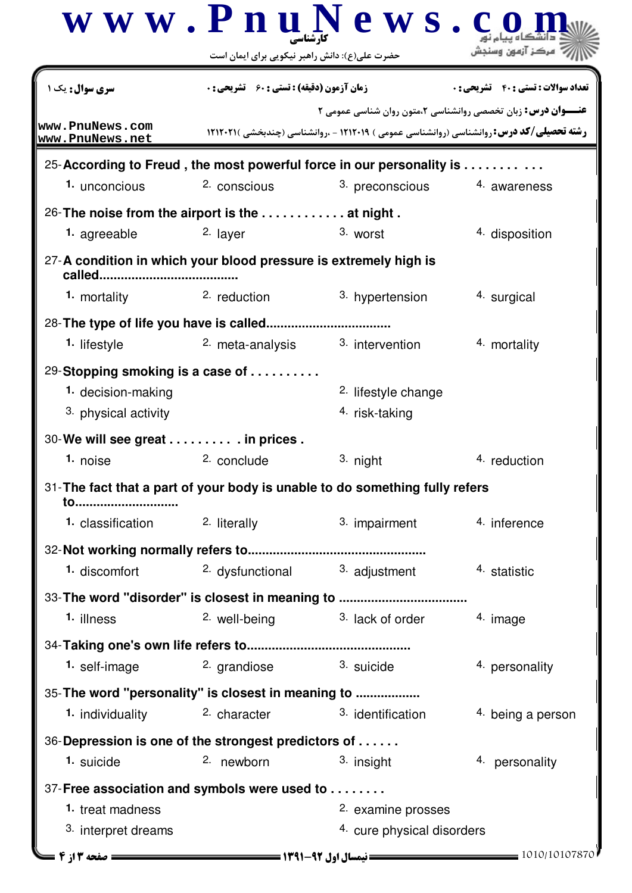| سری سوال: یک ۱ | زمان آزمون (دقیقه) : تستی : ۶۰ تشریحی : ۰ | تعداد سوالات : تستی : ۴۰ تشریحی : ۰ |
|---|---|---|

**عنـــوان درس:** زبان تخصصی روانشناسی ۲،متون روان شناسی عمومی ۲

**رشته تحصیلی/کد درس:** روانشناسی (روانشناسی عمومی ) ۱۲۱۲۰۱۹ - ،روانشناسی (چندبخشی )۱۲۱۲۰۲۱

25- **According to Freud , the most powerful force in our personality is . . . . . . . . . . .**

1. unconcious
2. conscious
3. preconscious
4. awareness

26- **The noise from the airport is the . . . . . . . . . . . . at night .**

1. agreeable
2. layer
3. worst
4. disposition

27- **A condition in which your blood pressure is extremely high is called......................................**

1. mortality
2. reduction
3. hypertension
4. surgical

28- **The type of life you have is called..................................**

1. lifestyle
2. meta-analysis
3. intervention
4. mortality

29- **Stopping smoking is a case of . . . . . . . . . .**

1. decision-making
2. lifestyle change
3. physical activity
4. risk-taking

30- **We will see great . . . . . . . . . . in prices .**

1. noise
2. conclude
3. night
4. reduction

31- **The fact that a part of your body is unable to do something fully refers to.............................**

1. classification
2. literally
3. impairment
4. inference

32- **Not working normally refers to.................................................**

1. discomfort
2. dysfunctional
3. adjustment
4. statistic

33- **The word "disorder" is closest in meaning to ...................................**

1. illness
2. well-being
3. lack of order
4. image

34- **Taking one's own life refers to.............................................**

1. self-image
2. grandiose
3. suicide
4. personality

35- **The word "personality" is closest in meaning to ..................**

1. individuality
2. character
3. identification
4. being a person

36- **Depression is one of the strongest predictors of . . . . . .**

1. suicide
2. newborn
3. insight
4. personality

37- **Free association and symbols were used to . . . . . . . .**

1. treat madness
2. examine prosses
3. interpret dreams
4. cure physical disorders

نیمسال اول ۹۲-۱۳۹۱

1010/10107870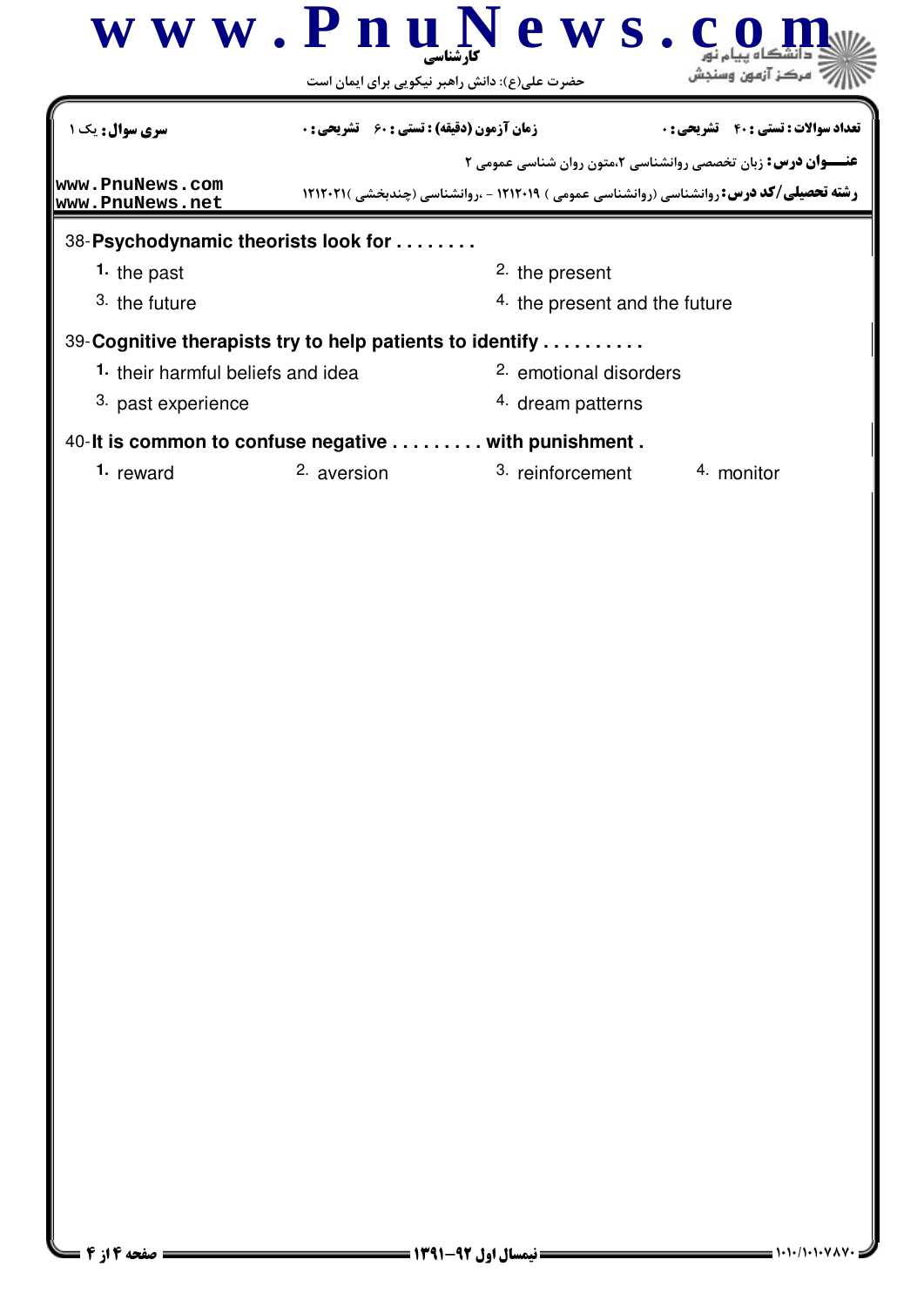38-**Psychodynamic theorists look for . . . . . . . .**

1. the past
2. the present
3. the future
4. the present and the future

39-**Cognitive therapists try to help patients to identify . . . . . . . . . .**

1. their harmful beliefs and idea
2. emotional disorders
3. past experience
4. dream patterns

40-**It is common to confuse negative . . . . . . . . . with punishment .**

1. reward
2. aversion
3. reinforcement
4. monitor